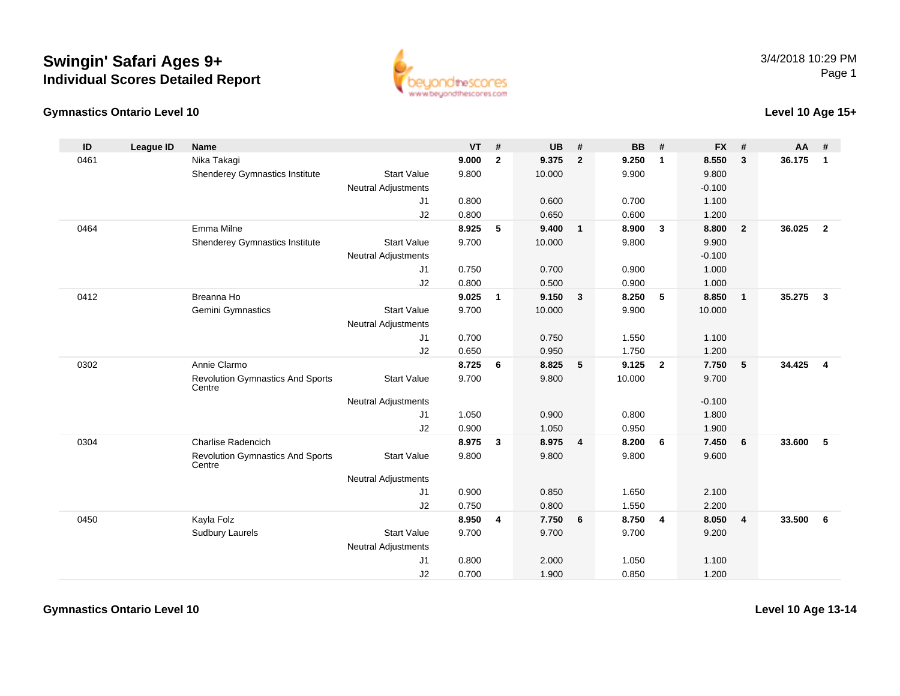# Swingin' Safari Ages 9+

## Individual Scores Detailed Report

3/4/2018 10:29 PM

### Gymnastics Ontario Level 10

### Level 10 Age 15+

| ID | League ID | Name | | VT | # | UB | # | BB | # | FX | # | AA | # |
|---|---|---|---|---|---|---|---|---|---|---|---|---|---|
| 0461 | | Nika Takagi | | **9.000** | **2** | **9.375** | **2** | **9.250** | **1** | **8.550** | **3** | **36.175** | **1** |
| | | Shenderey Gymnastics Institute | Start Value | 9.800 | | 10.000 | | 9.900 | | 9.800 | | | |
| | | | Neutral Adjustments | | | | | | | -0.100 | | | |
| | | | J1 | 0.800 | | 0.600 | | 0.700 | | 1.100 | | | |
| | | | J2 | 0.800 | | 0.650 | | 0.600 | | 1.200 | | | |
| 0464 | | Emma Milne | | **8.925** | **5** | **9.400** | **1** | **8.900** | **3** | **8.800** | **2** | **36.025** | **2** |
| | | Shenderey Gymnastics Institute | Start Value | 9.700 | | 10.000 | | 9.800 | | 9.900 | | | |
| | | | Neutral Adjustments | | | | | | | -0.100 | | | |
| | | | J1 | 0.750 | | 0.700 | | 0.900 | | 1.000 | | | |
| | | | J2 | 0.800 | | 0.500 | | 0.900 | | 1.000 | | | |
| 0412 | | Breanna Ho | | **9.025** | **1** | **9.150** | **3** | **8.250** | **5** | **8.850** | **1** | **35.275** | **3** |
| | | Gemini Gymnastics | Start Value | 9.700 | | 10.000 | | 9.900 | | 10.000 | | | |
| | | | Neutral Adjustments | | | | | | | | | | |
| | | | J1 | 0.700 | | 0.750 | | 1.550 | | 1.100 | | | |
| | | | J2 | 0.650 | | 0.950 | | 1.750 | | 1.200 | | | |
| 0302 | | Annie Clarmo | | **8.725** | **6** | **8.825** | **5** | **9.125** | **2** | **7.750** | **5** | **34.425** | **4** |
| | | Revolution Gymnastics And Sports Centre | Start Value | 9.700 | | 9.800 | | 10.000 | | 9.700 | | | |
| | | | Neutral Adjustments | | | | | | | -0.100 | | | |
| | | | J1 | 1.050 | | 0.900 | | 0.800 | | 1.800 | | | |
| | | | J2 | 0.900 | | 1.050 | | 0.950 | | 1.900 | | | |
| 0304 | | Charlise Radencich | | **8.975** | **3** | **8.975** | **4** | **8.200** | **6** | **7.450** | **6** | **33.600** | **5** |
| | | Revolution Gymnastics And Sports Centre | Start Value | 9.800 | | 9.800 | | 9.800 | | 9.600 | | | |
| | | | Neutral Adjustments | | | | | | | | | | |
| | | | J1 | 0.900 | | 0.850 | | 1.650 | | 2.100 | | | |
| | | | J2 | 0.750 | | 0.800 | | 1.550 | | 2.200 | | | |
| 0450 | | Kayla Folz | | **8.950** | **4** | **7.750** | **6** | **8.750** | **4** | **8.050** | **4** | **33.500** | **6** |
| | | Sudbury Laurels | Start Value | 9.700 | | 9.700 | | 9.700 | | 9.200 | | | |
| | | | Neutral Adjustments | | | | | | | | | | |
| | | | J1 | 0.800 | | 2.000 | | 1.050 | | 1.100 | | | |
| | | | J2 | 0.700 | | 1.900 | | 0.850 | | 1.200 | | | |

### Gymnastics Ontario Level 10

### Level 10 Age 13-14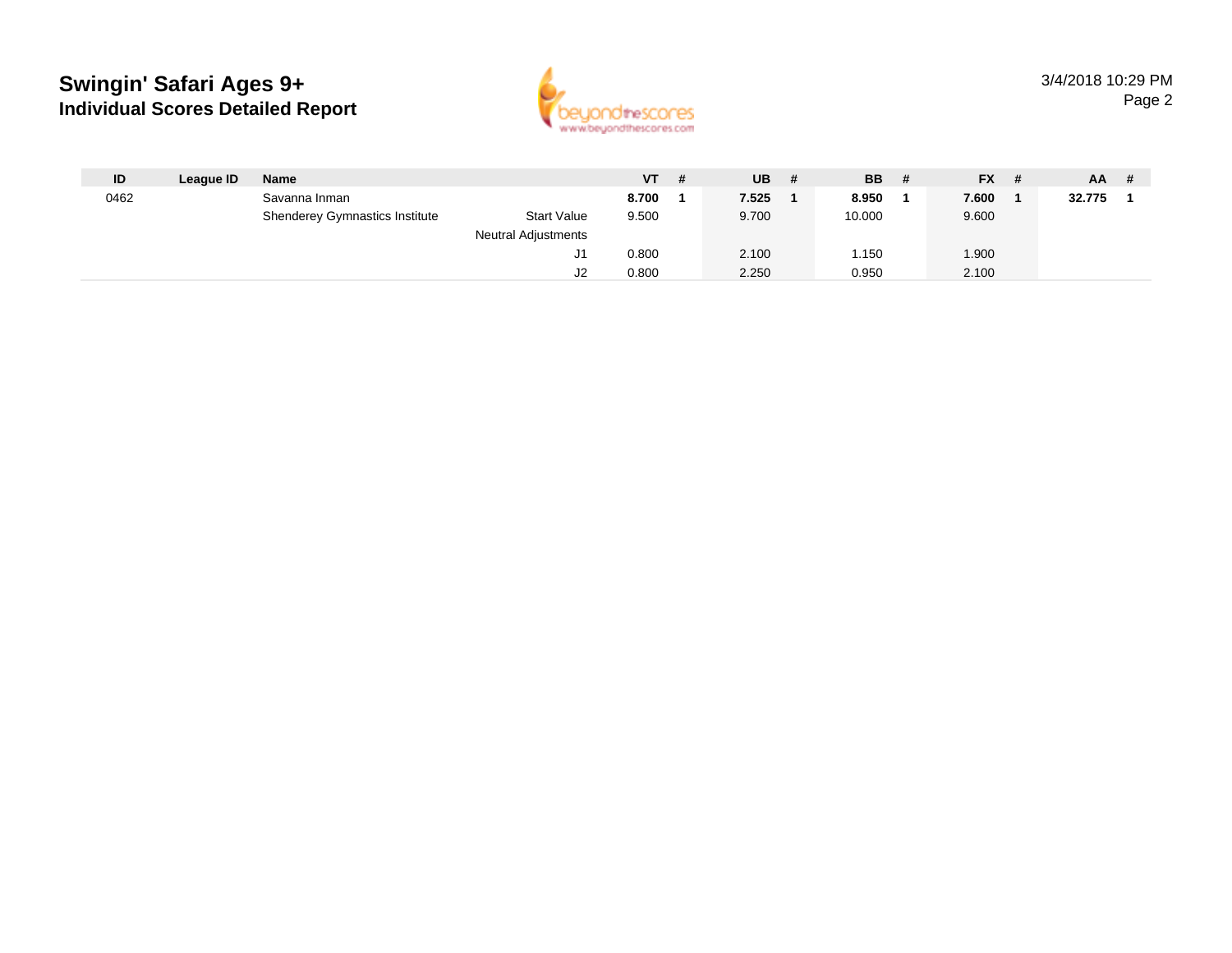# Swingin' Safari Ages 9+

## Individual Scores Detailed Report

3/4/2018 10:29 PM

| ID | League ID | Name | | VT | # | UB | # | BB | # | FX | # | AA | # |
|---|---|---|---|---|---|---|---|---|---|---|---|---|---|
| 0462 | | Savanna Inman | | **8.700** | **1** | **7.525** | **1** | **8.950** | **1** | **7.600** | **1** | **32.775** | **1** |
| | | Shenderey Gymnastics Institute | Start Value | 9.500 | | 9.700 | | 10.000 | | 9.600 | | | |
| | | | Neutral Adjustments | | | | | | | | | | |
| | | | J1 | 0.800 | | 2.100 | | 1.150 | | 1.900 | | | |
| | | | J2 | 0.800 | | 2.250 | | 0.950 | | 2.100 | | | |